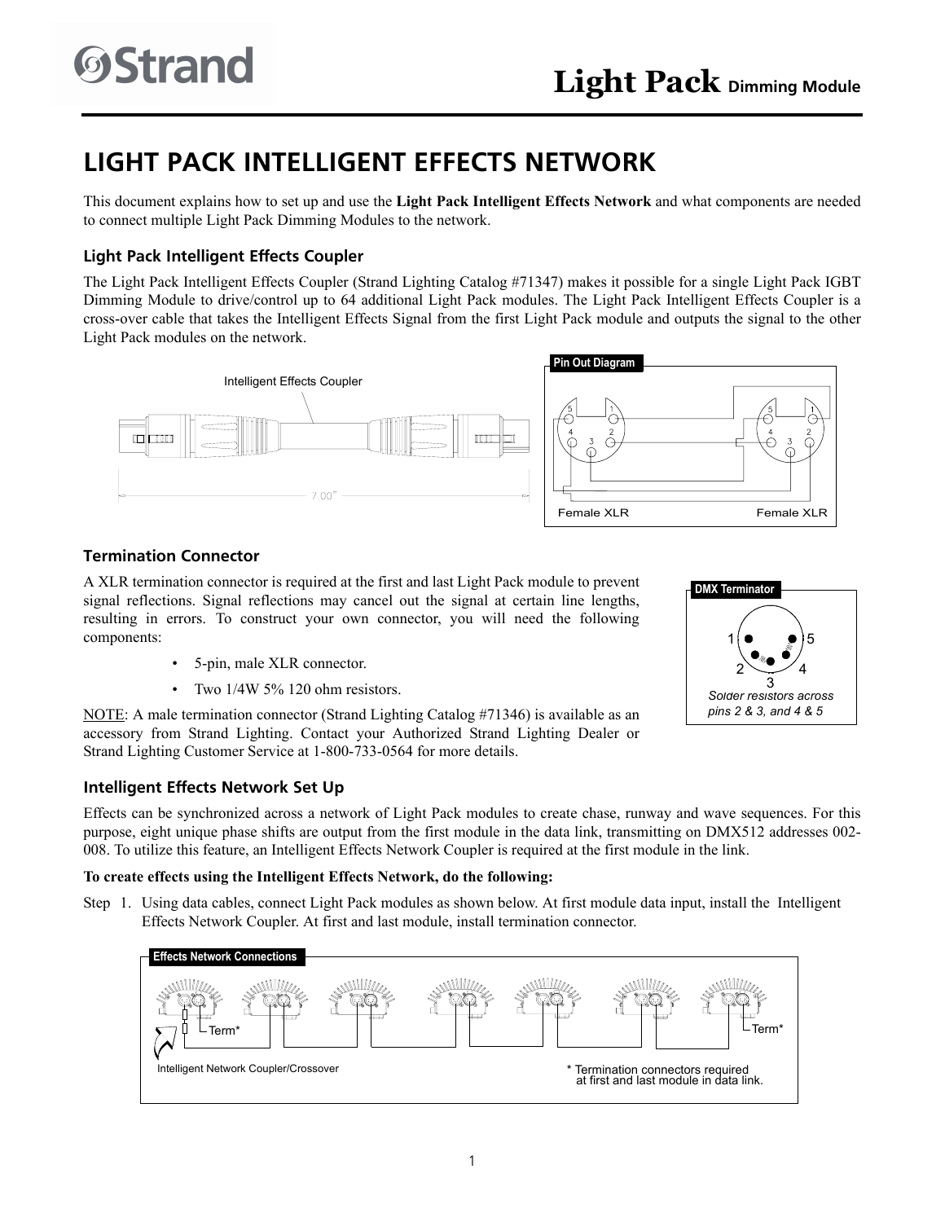# LIGHT PACK INTELLIGENT EFFECTS NETWORK

This document explains how to set up and use the **Light Pack Intelligent Effects Network** and what components are needed to connect multiple Light Pack Dimming Modules to the network.

## Light Pack Intelligent Effects Coupler

The Light Pack Intelligent Effects Coupler (Strand Lighting Catalog #71347) makes it possible for a single Light Pack IGBT Dimming Module to drive/control up to 64 additional Light Pack modules. The Light Pack Intelligent Effects Coupler is a cross-over cable that takes the Intelligent Effects Signal from the first Light Pack module and outputs the signal to the other Light Pack modules on the network.

Intelligent Effects Coupler

7.00"

**Pin Out Diagram**

Female XLR — Female XLR

## Termination Connector

A XLR termination connector is required at the first and last Light Pack module to prevent signal reflections. Signal reflections may cancel out the signal at certain line lengths, resulting in errors. To construct your own connector, you will need the following components:

- 5-pin, male XLR connector.
- Two 1/4W 5% 120 ohm resistors.

NOTE: A male termination connector (Strand Lighting Catalog #71346) is available as an accessory from Strand Lighting. Contact your Authorized Strand Lighting Dealer or Strand Lighting Customer Service at 1-800-733-0564 for more details.

**DMX Terminator**

*Solder resistors across pins 2 & 3, and 4 & 5*

## Intelligent Effects Network Set Up

Effects can be synchronized across a network of Light Pack modules to create chase, runway and wave sequences. For this purpose, eight unique phase shifts are output from the first module in the data link, transmitting on DMX512 addresses 002-008. To utilize this feature, an Intelligent Effects Network Coupler is required at the first module in the link.

**To create effects using the Intelligent Effects Network, do the following:**

Step 1. Using data cables, connect Light Pack modules as shown below. At first module data input, install the Intelligent Effects Network Coupler. At first and last module, install termination connector.

**Effects Network Connections**

Term* — Term*

Intelligent Network Coupler/Crossover

\* Termination connectors required at first and last module in data link.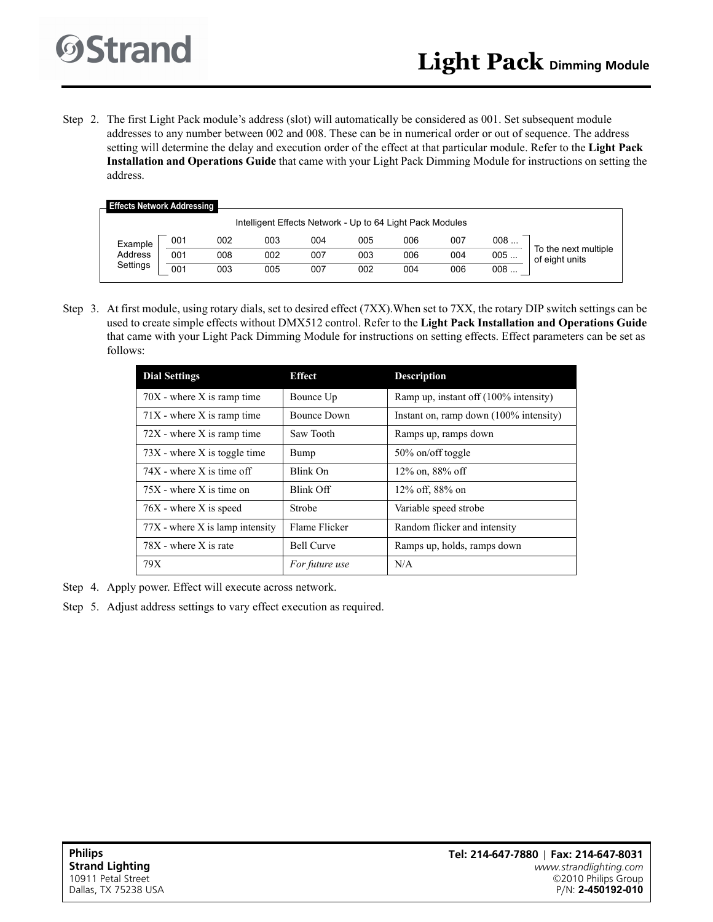Step 2. The first Light Pack module's address (slot) will automatically be considered as 001. Set subsequent module addresses to any number between 002 and 008. These can be in numerical order or out of sequence. The address setting will determine the delay and execution order of the effect at that particular module. Refer to the **Light Pack Installation and Operations Guide** that came with your Light Pack Dimming Module for instructions on setting the address.

**Effects Network Addressing**

Intelligent Effects Network - Up to 64 Light Pack Modules

| | | | | | | | | | |
|---|---|---|---|---|---|---|---|---|---|
| Example Address Settings | 001 | 002 | 003 | 004 | 005 | 006 | 007 | 008 ... | To the next multiple of eight units |
| | 001 | 008 | 002 | 007 | 003 | 006 | 004 | 005 ... | |
| | 001 | 003 | 005 | 007 | 002 | 004 | 006 | 008 ... | |

Step 3. At first module, using rotary dials, set to desired effect (7XX).When set to 7XX, the rotary DIP switch settings can be used to create simple effects without DMX512 control. Refer to the **Light Pack Installation and Operations Guide** that came with your Light Pack Dimming Module for instructions on setting effects. Effect parameters can be set as follows:

| Dial Settings | Effect | Description |
|---|---|---|
| 70X - where X is ramp time | Bounce Up | Ramp up, instant off (100% intensity) |
| 71X - where X is ramp time | Bounce Down | Instant on, ramp down (100% intensity) |
| 72X - where X is ramp time | Saw Tooth | Ramps up, ramps down |
| 73X - where X is toggle time | Bump | 50% on/off toggle |
| 74X - where X is time off | Blink On | 12% on, 88% off |
| 75X - where X is time on | Blink Off | 12% off, 88% on |
| 76X - where X is speed | Strobe | Variable speed strobe |
| 77X - where X is lamp intensity | Flame Flicker | Random flicker and intensity |
| 78X - where X is rate | Bell Curve | Ramps up, holds, ramps down |
| 79X | *For future use* | N/A |

Step 4. Apply power. Effect will execute across network.

Step 5. Adjust address settings to vary effect execution as required.

**Philips**
**Strand Lighting**
10911 Petal Street
Dallas, TX 75238 USA

**Tel: 214-647-7880** | **Fax: 214-647-8031**
*www.strandlighting.com*
©2010 Philips Group
P/N: **2-450192-010**